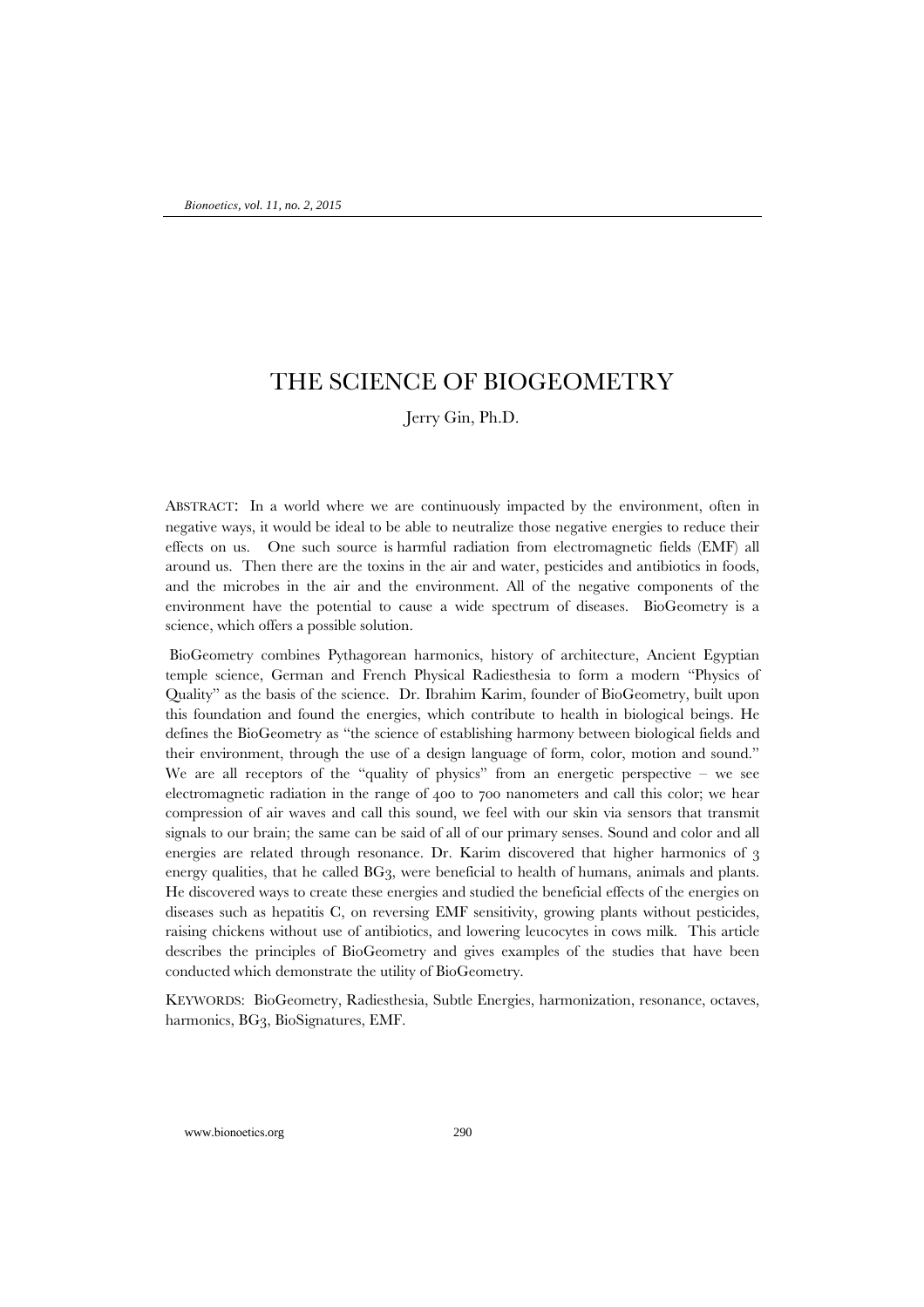# THE SCIENCE OF BIOGEOMETRY

Jerry Gin, Ph.D.

ABSTRACT: In a world where we are continuously impacted by the environment, often in negative ways, it would be ideal to be able to neutralize those negative energies to reduce their effects on us. One such source is harmful radiation from electromagnetic fields (EMF) all around us. Then there are the toxins in the air and water, pesticides and antibiotics in foods, and the microbes in the air and the environment. All of the negative components of the environment have the potential to cause a wide spectrum of diseases. BioGeometry is a science, which offers a possible solution.

BioGeometry combines Pythagorean harmonics, history of architecture, Ancient Egyptian temple science, German and French Physical Radiesthesia to form a modern "Physics of Quality" as the basis of the science. Dr. Ibrahim Karim, founder of BioGeometry, built upon this foundation and found the energies, which contribute to health in biological beings. He defines the BioGeometry as "the science of establishing harmony between biological fields and their environment, through the use of a design language of form, color, motion and sound." We are all receptors of the "quality of physics" from an energetic perspective – we see electromagnetic radiation in the range of 400 to 700 nanometers and call this color; we hear compression of air waves and call this sound, we feel with our skin via sensors that transmit signals to our brain; the same can be said of all of our primary senses. Sound and color and all energies are related through resonance. Dr. Karim discovered that higher harmonics of 3 energy qualities, that he called BG3, were beneficial to health of humans, animals and plants. He discovered ways to create these energies and studied the beneficial effects of the energies on diseases such as hepatitis C, on reversing EMF sensitivity, growing plants without pesticides, raising chickens without use of antibiotics, and lowering leucocytes in cows milk. This article describes the principles of BioGeometry and gives examples of the studies that have been conducted which demonstrate the utility of BioGeometry.

KEYWORDS: BioGeometry, Radiesthesia, Subtle Energies, harmonization, resonance, octaves, harmonics, BG3, BioSignatures, EMF.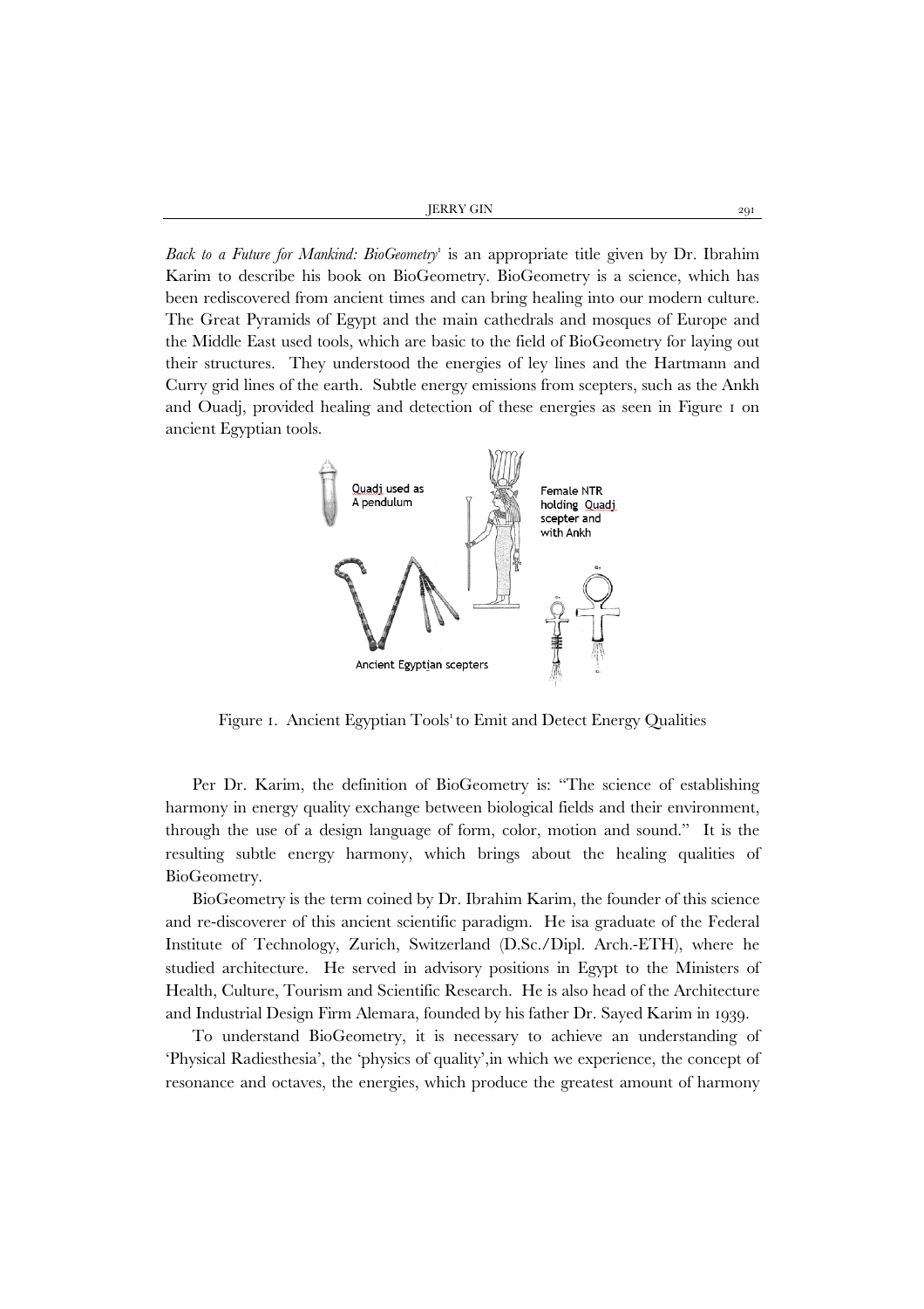*Back to a Future for Mankind: BioGeometry*[1] is an appropriate title given by Dr. Ibrahim Karim to describe his book on BioGeometry. BioGeometry is a science, which has been rediscovered from ancient times and can bring healing into our modern culture. The Great Pyramids of Egypt and the main cathedrals and mosques of Europe and the Middle East used tools, which are basic to the field of BioGeometry for laying out their structures. They understood the energies of ley lines and the Hartmann and Curry grid lines of the earth. Subtle energy emissions from scepters, such as the Ankh and Ouadj, provided healing and detection of these energies as seen in Figure 1 on ancient Egyptian tools.

Figure 1. Ancient Egyptian Tools[1] to Emit and Detect Energy Qualities

Per Dr. Karim, the definition of BioGeometry is: "The science of establishing harmony in energy quality exchange between biological fields and their environment, through the use of a design language of form, color, motion and sound." It is the resulting subtle energy harmony, which brings about the healing qualities of BioGeometry.

BioGeometry is the term coined by Dr. Ibrahim Karim, the founder of this science and re-discoverer of this ancient scientific paradigm. He isa graduate of the Federal Institute of Technology, Zurich, Switzerland (D.Sc./Dipl. Arch.-ETH), where he studied architecture. He served in advisory positions in Egypt to the Ministers of Health, Culture, Tourism and Scientific Research. He is also head of the Architecture and Industrial Design Firm Alemara, founded by his father Dr. Sayed Karim in 1939.

To understand BioGeometry, it is necessary to achieve an understanding of 'Physical Radiesthesia', the 'physics of quality',in which we experience, the concept of resonance and octaves, the energies, which produce the greatest amount of harmony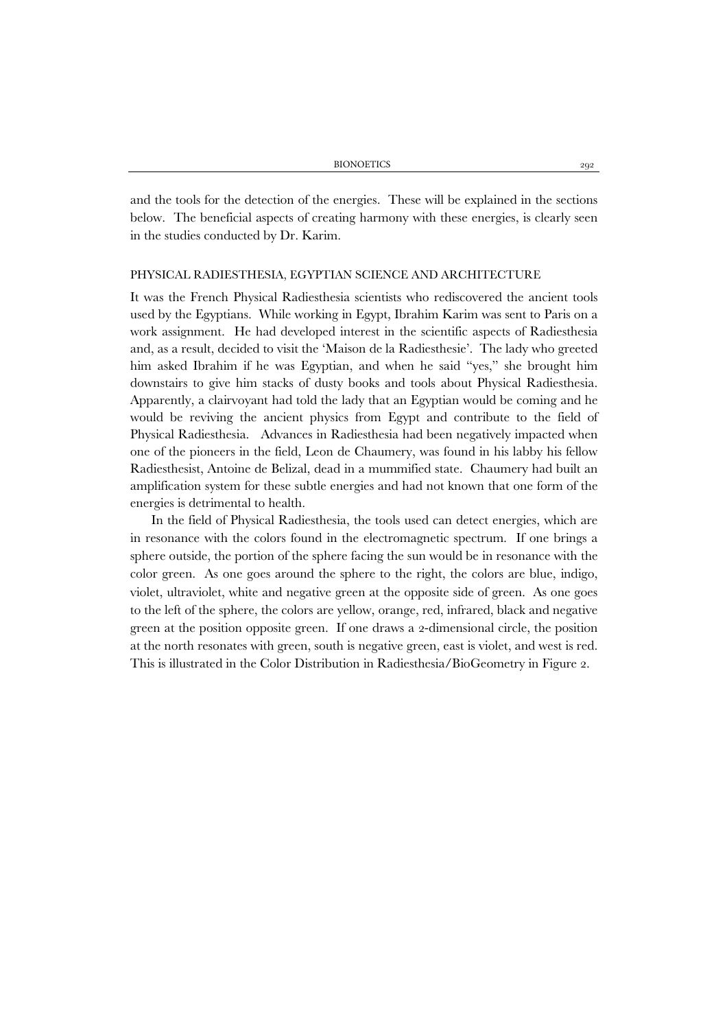and the tools for the detection of the energies. These will be explained in the sections below. The beneficial aspects of creating harmony with these energies, is clearly seen in the studies conducted by Dr. Karim.

## PHYSICAL RADIESTHESIA, EGYPTIAN SCIENCE AND ARCHITECTURE

It was the French Physical Radiesthesia scientists who rediscovered the ancient tools used by the Egyptians. While working in Egypt, Ibrahim Karim was sent to Paris on a work assignment. He had developed interest in the scientific aspects of Radiesthesia and, as a result, decided to visit the 'Maison de la Radiesthesie'. The lady who greeted him asked Ibrahim if he was Egyptian, and when he said "yes," she brought him downstairs to give him stacks of dusty books and tools about Physical Radiesthesia. Apparently, a clairvoyant had told the lady that an Egyptian would be coming and he would be reviving the ancient physics from Egypt and contribute to the field of Physical Radiesthesia. Advances in Radiesthesia had been negatively impacted when one of the pioneers in the field, Leon de Chaumery, was found in his labby his fellow Radiesthesist, Antoine de Belizal, dead in a mummified state. Chaumery had built an amplification system for these subtle energies and had not known that one form of the energies is detrimental to health.

In the field of Physical Radiesthesia, the tools used can detect energies, which are in resonance with the colors found in the electromagnetic spectrum. If one brings a sphere outside, the portion of the sphere facing the sun would be in resonance with the color green. As one goes around the sphere to the right, the colors are blue, indigo, violet, ultraviolet, white and negative green at the opposite side of green. As one goes to the left of the sphere, the colors are yellow, orange, red, infrared, black and negative green at the position opposite green. If one draws a 2-dimensional circle, the position at the north resonates with green, south is negative green, east is violet, and west is red. This is illustrated in the Color Distribution in Radiesthesia/BioGeometry in Figure 2.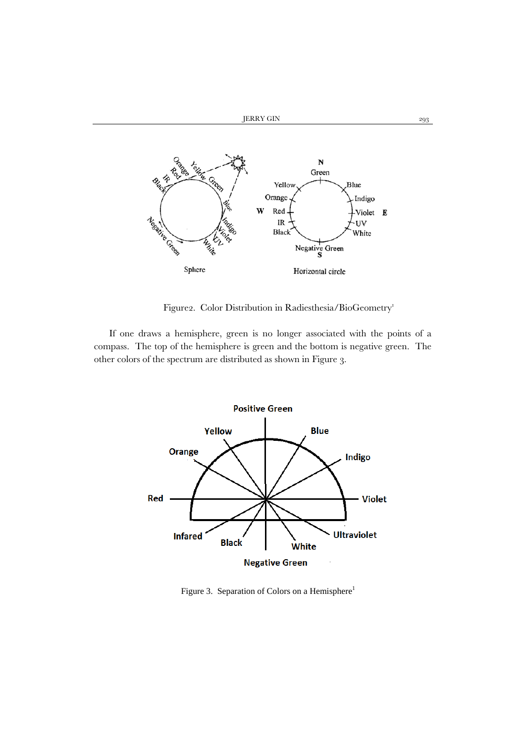Figure2. Color Distribution in Radiesthesia/BioGeometry[1]

If one draws a hemisphere, green is no longer associated with the points of a compass. The top of the hemisphere is green and the bottom is negative green. The other colors of the spectrum are distributed as shown in Figure 3.

Figure 3. Separation of Colors on a Hemisphere[1]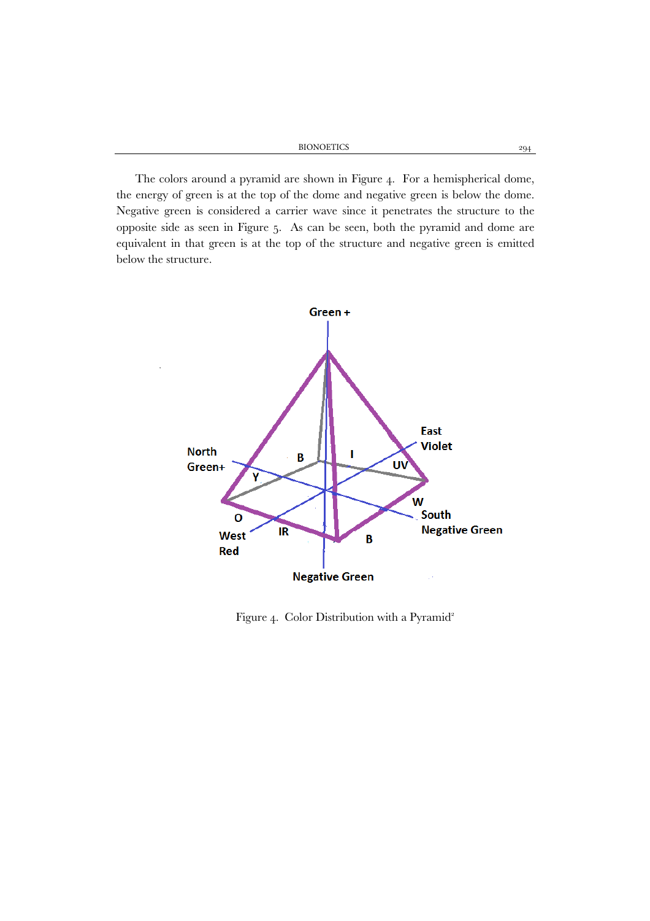The colors around a pyramid are shown in Figure 4. For a hemispherical dome, the energy of green is at the top of the dome and negative green is below the dome. Negative green is considered a carrier wave since it penetrates the structure to the opposite side as seen in Figure 5. As can be seen, both the pyramid and dome are equivalent in that green is at the top of the structure and negative green is emitted below the structure.

Green +

North Green+

East Violet

West Red

South Negative Green

Negative Green

B I UV Y O IR B W

Figure 4. Color Distribution with a Pyramid[2]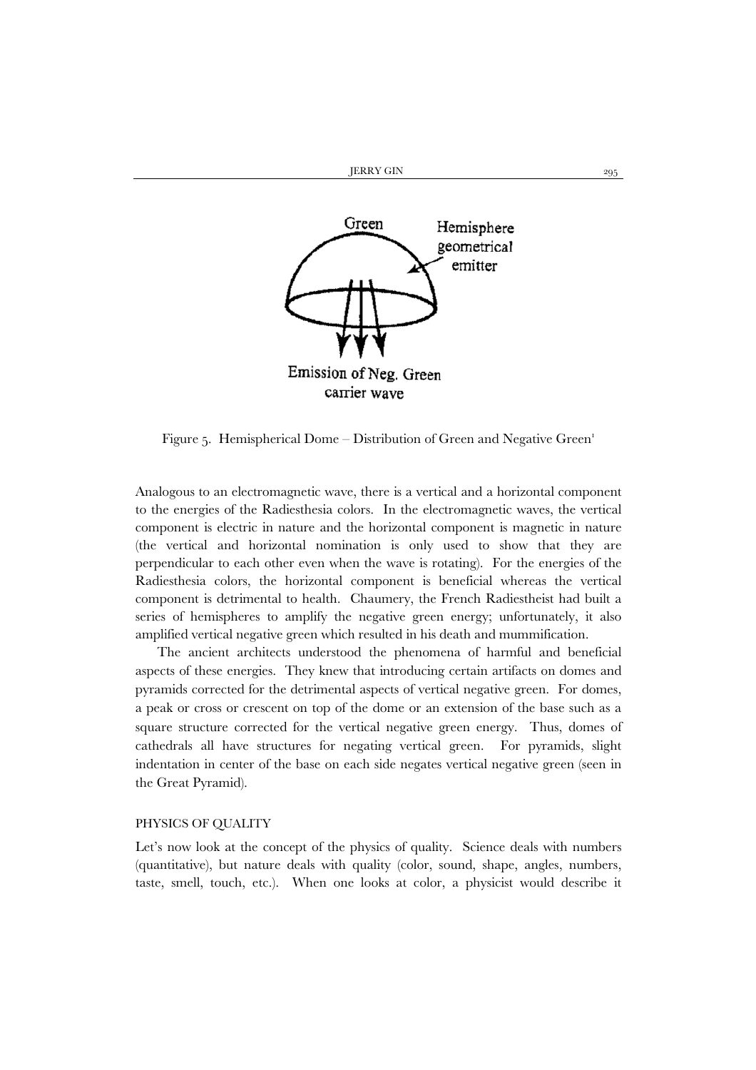Figure 5. Hemispherical Dome – Distribution of Green and Negative Green[1]

Analogous to an electromagnetic wave, there is a vertical and a horizontal component to the energies of the Radiesthesia colors. In the electromagnetic waves, the vertical component is electric in nature and the horizontal component is magnetic in nature (the vertical and horizontal nomination is only used to show that they are perpendicular to each other even when the wave is rotating). For the energies of the Radiesthesia colors, the horizontal component is beneficial whereas the vertical component is detrimental to health. Chaumery, the French Radiestheist had built a series of hemispheres to amplify the negative green energy; unfortunately, it also amplified vertical negative green which resulted in his death and mummification.

The ancient architects understood the phenomena of harmful and beneficial aspects of these energies. They knew that introducing certain artifacts on domes and pyramids corrected for the detrimental aspects of vertical negative green. For domes, a peak or cross or crescent on top of the dome or an extension of the base such as a square structure corrected for the vertical negative green energy. Thus, domes of cathedrals all have structures for negating vertical green. For pyramids, slight indentation in center of the base on each side negates vertical negative green (seen in the Great Pyramid).

## PHYSICS OF QUALITY

Let's now look at the concept of the physics of quality. Science deals with numbers (quantitative), but nature deals with quality (color, sound, shape, angles, numbers, taste, smell, touch, etc.). When one looks at color, a physicist would describe it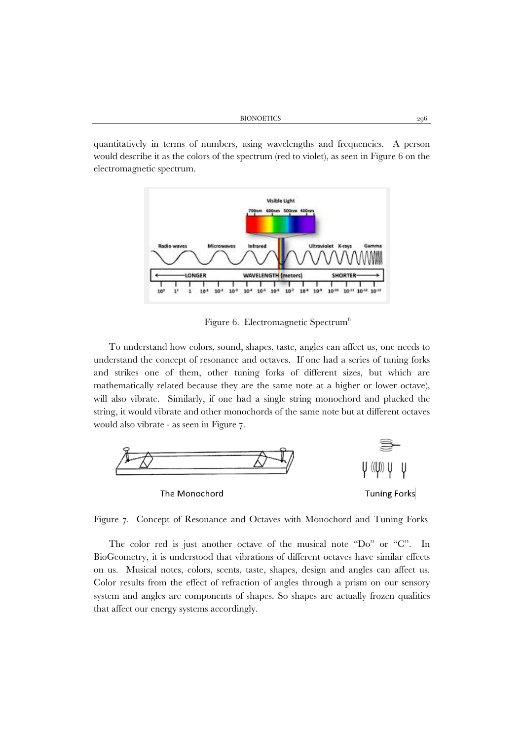quantitatively in terms of numbers, using wavelengths and frequencies. A person would describe it as the colors of the spectrum (red to violet), as seen in Figure 6 on the electromagnetic spectrum.

Figure 6. Electromagnetic Spectrum[6]

To understand how colors, sound, shapes, taste, angles can affect us, one needs to understand the concept of resonance and octaves. If one had a series of tuning forks and strikes one of them, other tuning forks of different sizes, but which are mathematically related because they are the same note at a higher or lower octave), will also vibrate. Similarly, if one had a single string monochord and plucked the string, it would vibrate and other monochords of the same note but at different octaves would also vibrate - as seen in Figure 7.

Figure 7. Concept of Resonance and Octaves with Monochord and Tuning Forks[1]

The color red is just another octave of the musical note "Do" or "C". In BioGeometry, it is understood that vibrations of different octaves have similar effects on us. Musical notes, colors, scents, taste, shapes, design and angles can affect us. Color results from the effect of refraction of angles through a prism on our sensory system and angles are components of shapes. So shapes are actually frozen qualities that affect our energy systems accordingly.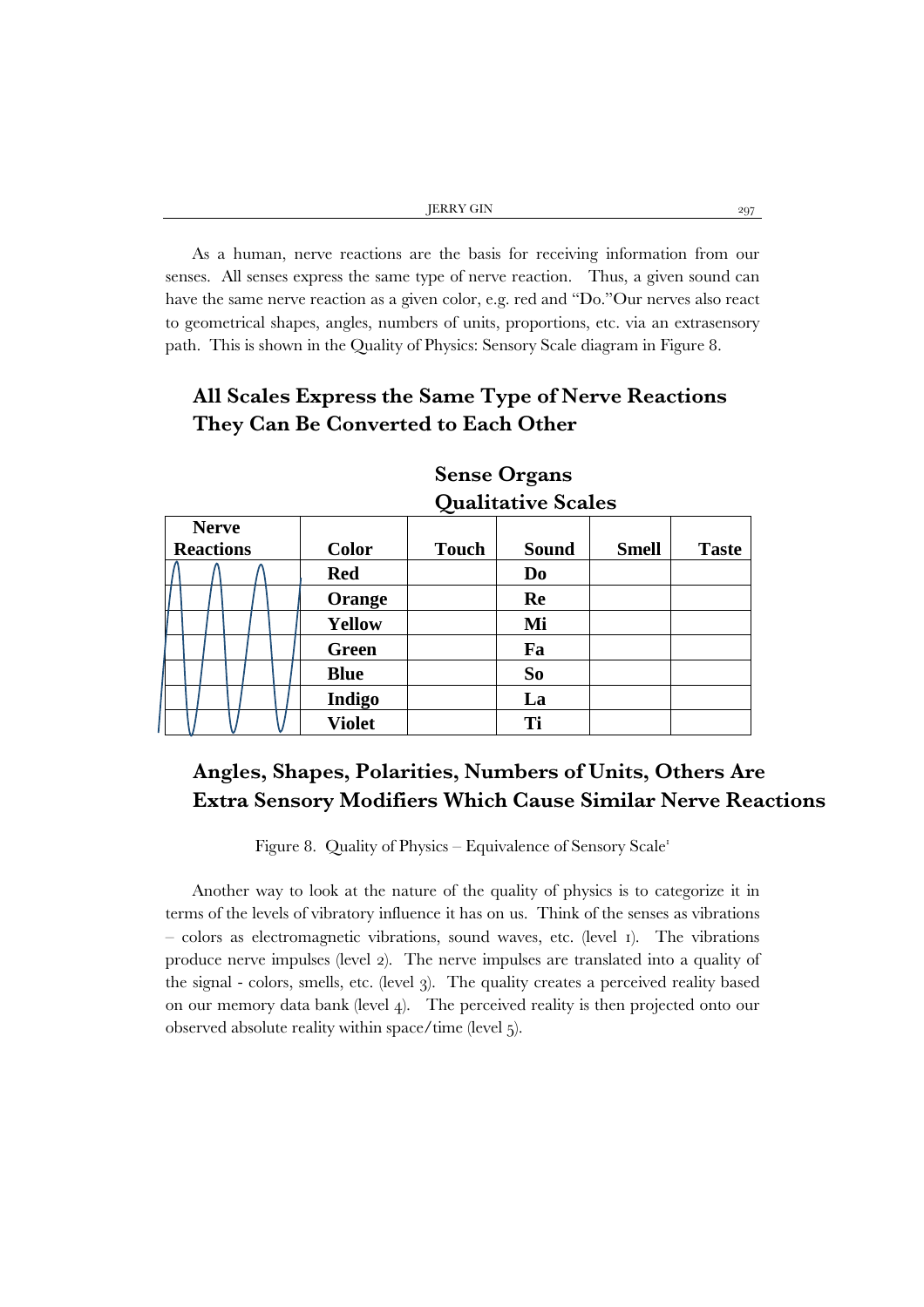As a human, nerve reactions are the basis for receiving information from our senses. All senses express the same type of nerve reaction. Thus, a given sound can have the same nerve reaction as a given color, e.g. red and "Do."Our nerves also react to geometrical shapes, angles, numbers of units, proportions, etc. via an extrasensory path. This is shown in the Quality of Physics: Sensory Scale diagram in Figure 8.

**All Scales Express the Same Type of Nerve Reactions They Can Be Converted to Each Other**

**Sense Organs Qualitative Scales**

| Nerve Reactions | Color | Touch | Sound | Smell | Taste |
|---|---|---|---|---|---|
| | Red | | Do | | |
| | Orange | | Re | | |
| | Yellow | | Mi | | |
| | Green | | Fa | | |
| | Blue | | So | | |
| | Indigo | | La | | |
| | Violet | | Ti | | |

**Angles, Shapes, Polarities, Numbers of Units, Others Are Extra Sensory Modifiers Which Cause Similar Nerve Reactions**

Figure 8. Quality of Physics – Equivalence of Sensory Scale[1]

Another way to look at the nature of the quality of physics is to categorize it in terms of the levels of vibratory influence it has on us. Think of the senses as vibrations – colors as electromagnetic vibrations, sound waves, etc. (level 1). The vibrations produce nerve impulses (level 2). The nerve impulses are translated into a quality of the signal - colors, smells, etc. (level 3). The quality creates a perceived reality based on our memory data bank (level 4). The perceived reality is then projected onto our observed absolute reality within space/time (level 5).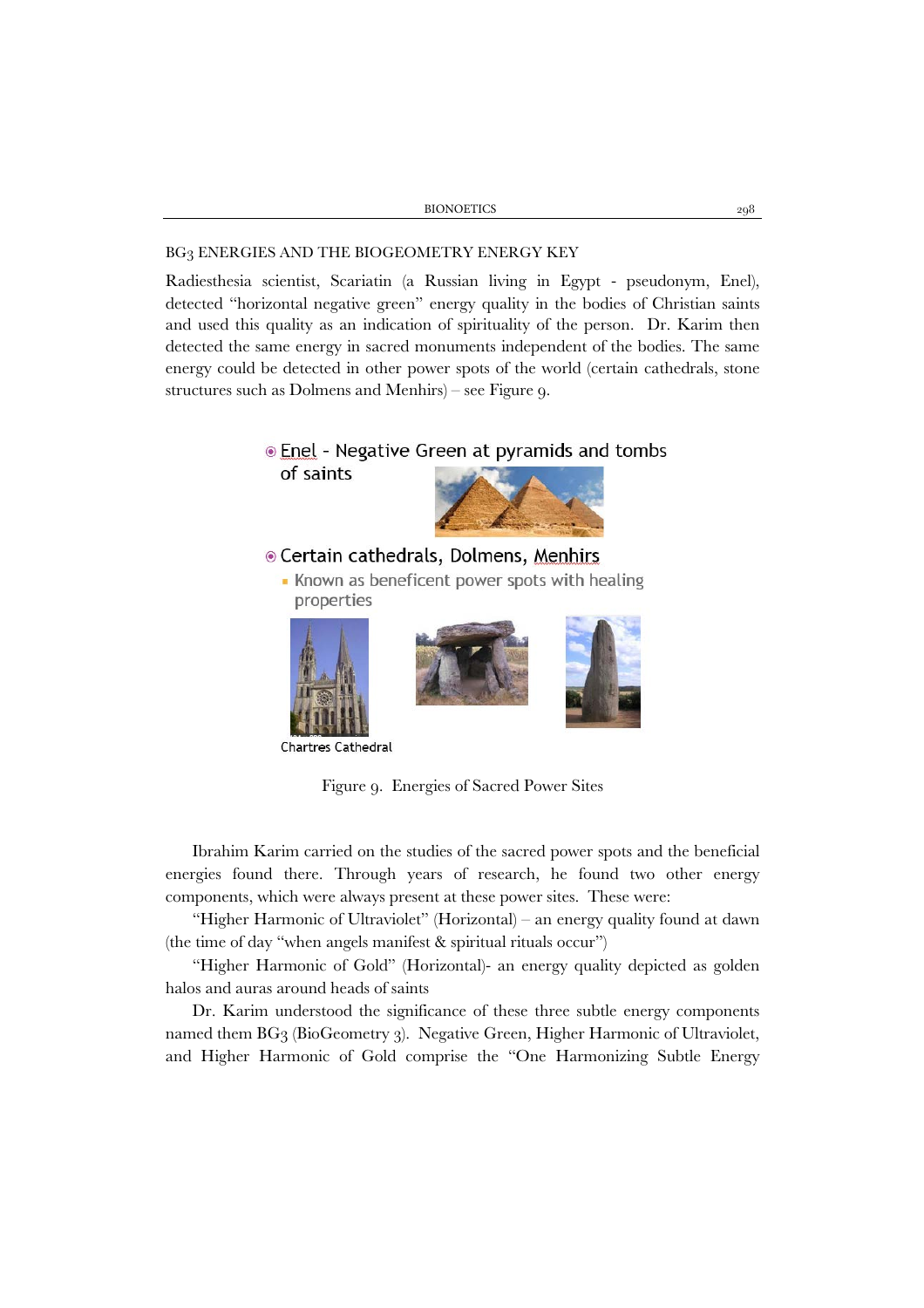## BG3 ENERGIES AND THE BIOGEOMETRY ENERGY KEY

Radiesthesia scientist, Scariatin (a Russian living in Egypt - pseudonym, Enel), detected "horizontal negative green" energy quality in the bodies of Christian saints and used this quality as an indication of spirituality of the person. Dr. Karim then detected the same energy in sacred monuments independent of the bodies. The same energy could be detected in other power spots of the world (certain cathedrals, stone structures such as Dolmens and Menhirs) – see Figure 9.

- Enel - Negative Green at pyramids and tombs of saints
- Certain cathedrals, Dolmens, Menhirs
  - Known as beneficent power spots with healing properties

Chartres Cathedral

Figure 9. Energies of Sacred Power Sites

Ibrahim Karim carried on the studies of the sacred power spots and the beneficial energies found there. Through years of research, he found two other energy components, which were always present at these power sites. These were:

"Higher Harmonic of Ultraviolet" (Horizontal) – an energy quality found at dawn (the time of day "when angels manifest & spiritual rituals occur")

"Higher Harmonic of Gold" (Horizontal)- an energy quality depicted as golden halos and auras around heads of saints

Dr. Karim understood the significance of these three subtle energy components named them BG3 (BioGeometry 3). Negative Green, Higher Harmonic of Ultraviolet, and Higher Harmonic of Gold comprise the "One Harmonizing Subtle Energy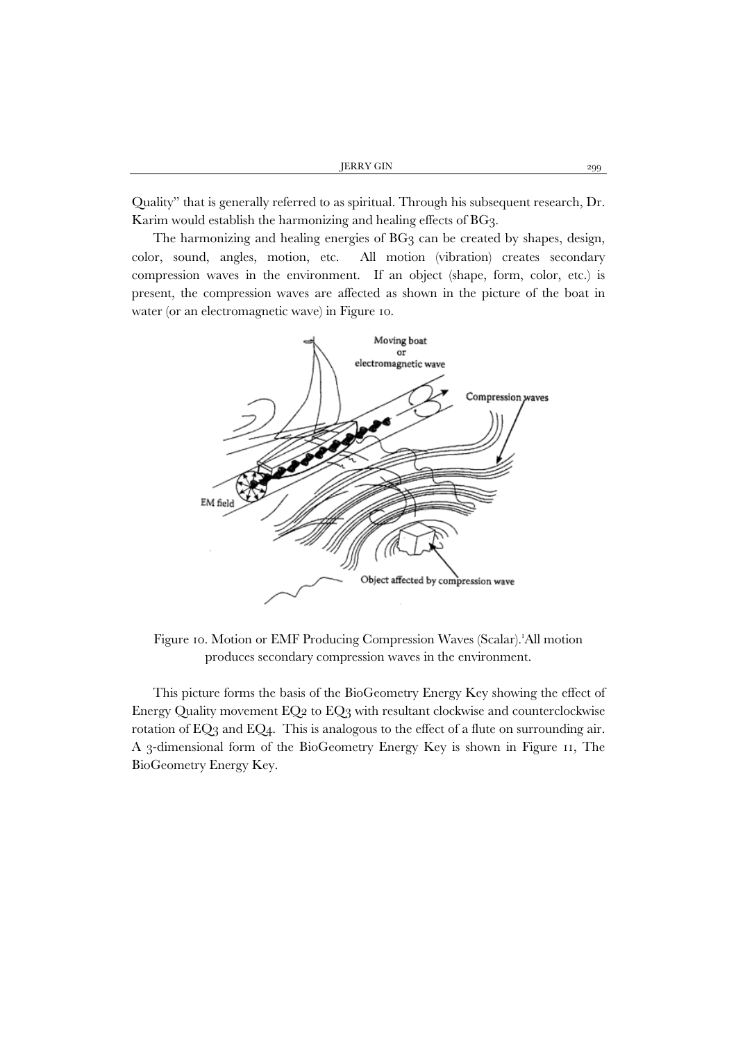Quality" that is generally referred to as spiritual. Through his subsequent research, Dr. Karim would establish the harmonizing and healing effects of BG3.

The harmonizing and healing energies of BG3 can be created by shapes, design, color, sound, angles, motion, etc. All motion (vibration) creates secondary compression waves in the environment. If an object (shape, form, color, etc.) is present, the compression waves are affected as shown in the picture of the boat in water (or an electromagnetic wave) in Figure 10.

Figure 10. Motion or EMF Producing Compression Waves (Scalar).[1] All motion produces secondary compression waves in the environment.

This picture forms the basis of the BioGeometry Energy Key showing the effect of Energy Quality movement EQ2 to EQ3 with resultant clockwise and counterclockwise rotation of EQ3 and EQ4. This is analogous to the effect of a flute on surrounding air. A 3-dimensional form of the BioGeometry Energy Key is shown in Figure 11, The BioGeometry Energy Key.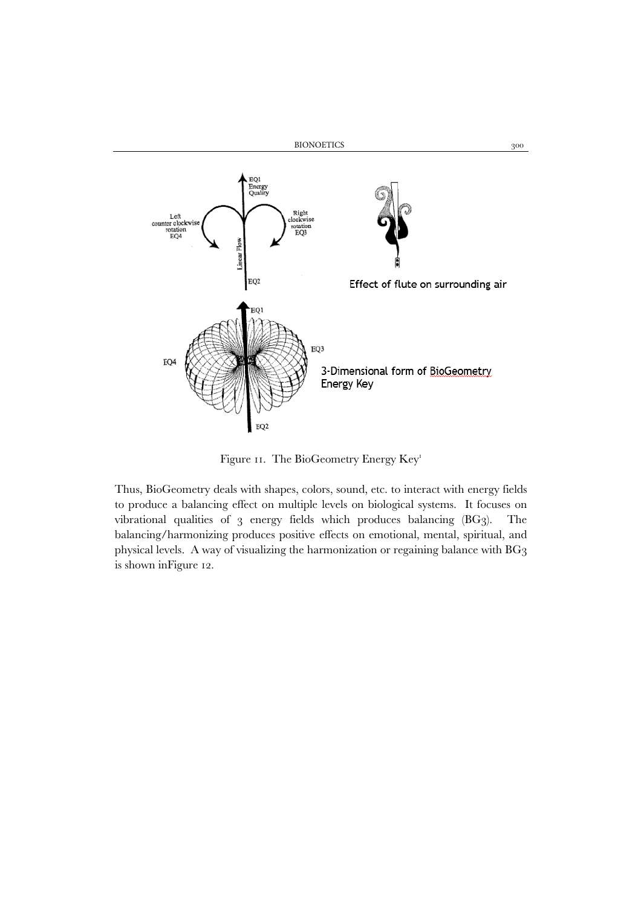Figure 11. The BioGeometry Energy Key[1]

Thus, BioGeometry deals with shapes, colors, sound, etc. to interact with energy fields to produce a balancing effect on multiple levels on biological systems. It focuses on vibrational qualities of 3 energy fields which produces balancing (BG3). The balancing/harmonizing produces positive effects on emotional, mental, spiritual, and physical levels. A way of visualizing the harmonization or regaining balance with BG3 is shown inFigure 12.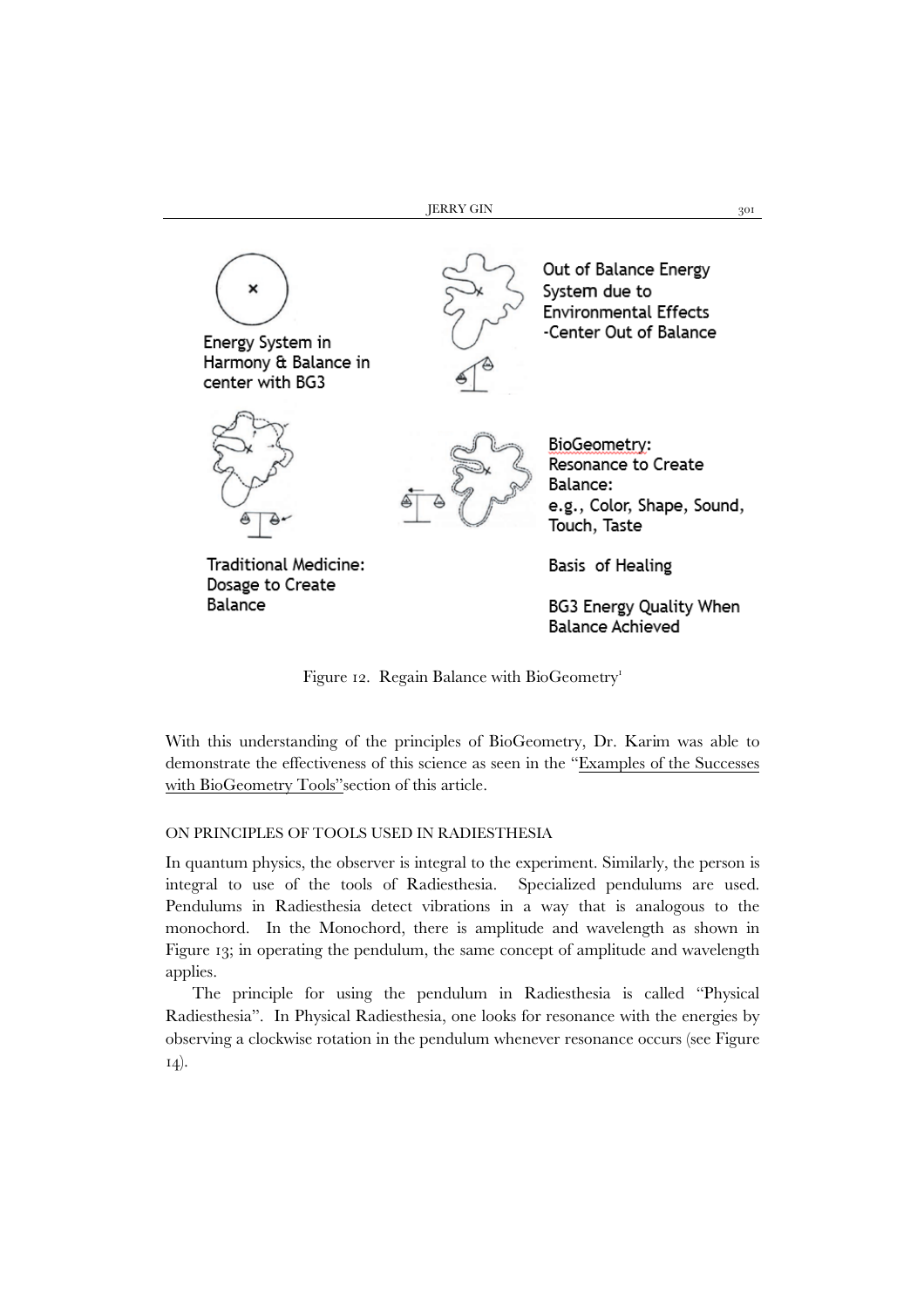Energy System in Harmony & Balance in center with BG3

Out of Balance Energy System due to Environmental Effects -Center Out of Balance

Traditional Medicine: Dosage to Create Balance

BioGeometry: Resonance to Create Balance: e.g., Color, Shape, Sound, Touch, Taste

Basis of Healing

BG3 Energy Quality When Balance Achieved

Figure 12. Regain Balance with BioGeometry[1]

With this understanding of the principles of BioGeometry, Dr. Karim was able to demonstrate the effectiveness of this science as seen in the "Examples of the Successes with BioGeometry Tools" section of this article.

## ON PRINCIPLES OF TOOLS USED IN RADIESTHESIA

In quantum physics, the observer is integral to the experiment. Similarly, the person is integral to use of the tools of Radiesthesia. Specialized pendulums are used. Pendulums in Radiesthesia detect vibrations in a way that is analogous to the monochord. In the Monochord, there is amplitude and wavelength as shown in Figure 13; in operating the pendulum, the same concept of amplitude and wavelength applies.

The principle for using the pendulum in Radiesthesia is called "Physical Radiesthesia". In Physical Radiesthesia, one looks for resonance with the energies by observing a clockwise rotation in the pendulum whenever resonance occurs (see Figure 14).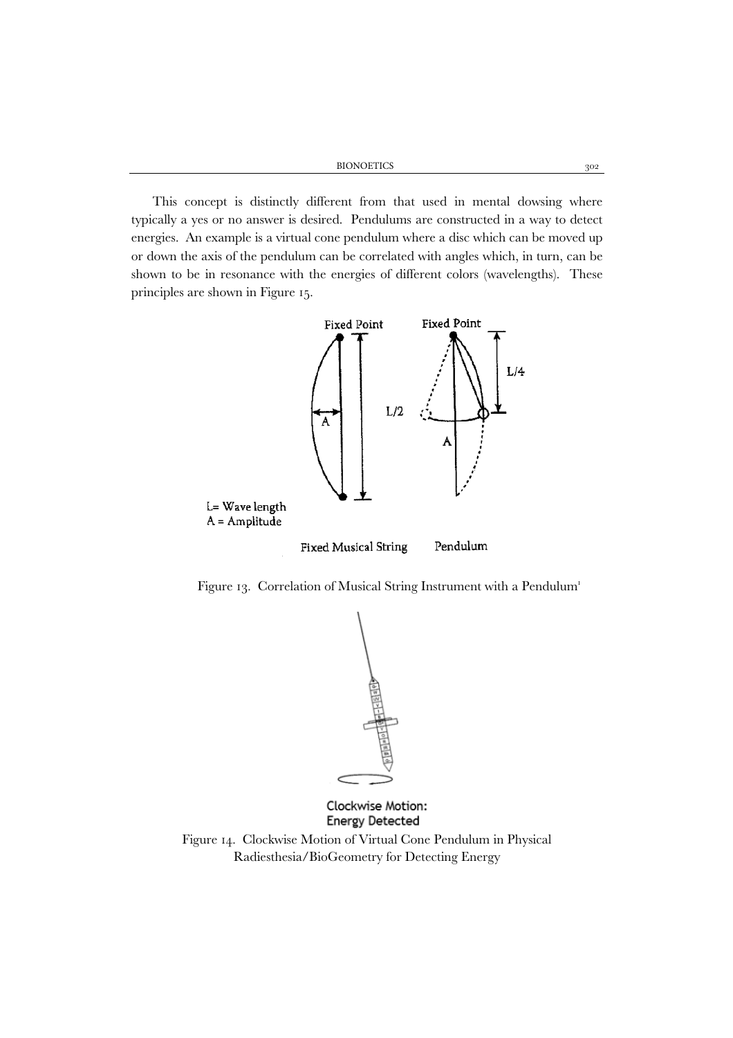This concept is distinctly different from that used in mental dowsing where typically a yes or no answer is desired. Pendulums are constructed in a way to detect energies. An example is a virtual cone pendulum where a disc which can be moved up or down the axis of the pendulum can be correlated with angles which, in turn, can be shown to be in resonance with the energies of different colors (wavelengths). These principles are shown in Figure 15.

Figure 13. Correlation of Musical String Instrument with a Pendulum[1]

Figure 14. Clockwise Motion of Virtual Cone Pendulum in Physical Radiesthesia/BioGeometry for Detecting Energy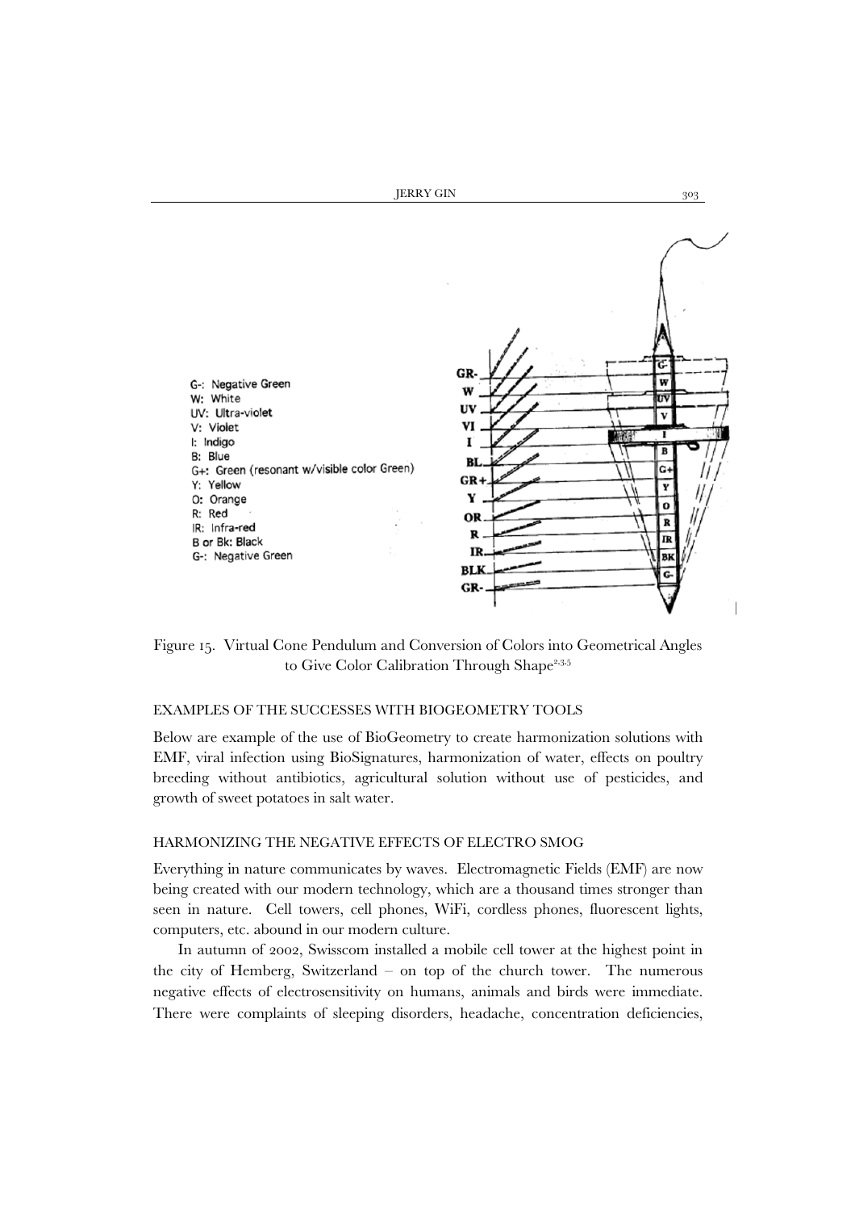G-: Negative Green
W: White
UV: Ultra-violet
V: Violet
I: Indigo
B: Blue
G+: Green (resonant w/visible color Green)
Y: Yellow
O: Orange
R: Red
IR: Infra-red
B or Bk: Black
G-: Negative Green

Figure 15. Virtual Cone Pendulum and Conversion of Colors into Geometrical Angles to Give Color Calibration Through Shape[2,3,5]

## EXAMPLES OF THE SUCCESSES WITH BIOGEOMETRY TOOLS

Below are example of the use of BioGeometry to create harmonization solutions with EMF, viral infection using BioSignatures, harmonization of water, effects on poultry breeding without antibiotics, agricultural solution without use of pesticides, and growth of sweet potatoes in salt water.

## HARMONIZING THE NEGATIVE EFFECTS OF ELECTRO SMOG

Everything in nature communicates by waves. Electromagnetic Fields (EMF) are now being created with our modern technology, which are a thousand times stronger than seen in nature. Cell towers, cell phones, WiFi, cordless phones, fluorescent lights, computers, etc. abound in our modern culture.

In autumn of 2002, Swisscom installed a mobile cell tower at the highest point in the city of Hemberg, Switzerland – on top of the church tower. The numerous negative effects of electrosensitivity on humans, animals and birds were immediate. There were complaints of sleeping disorders, headache, concentration deficiencies,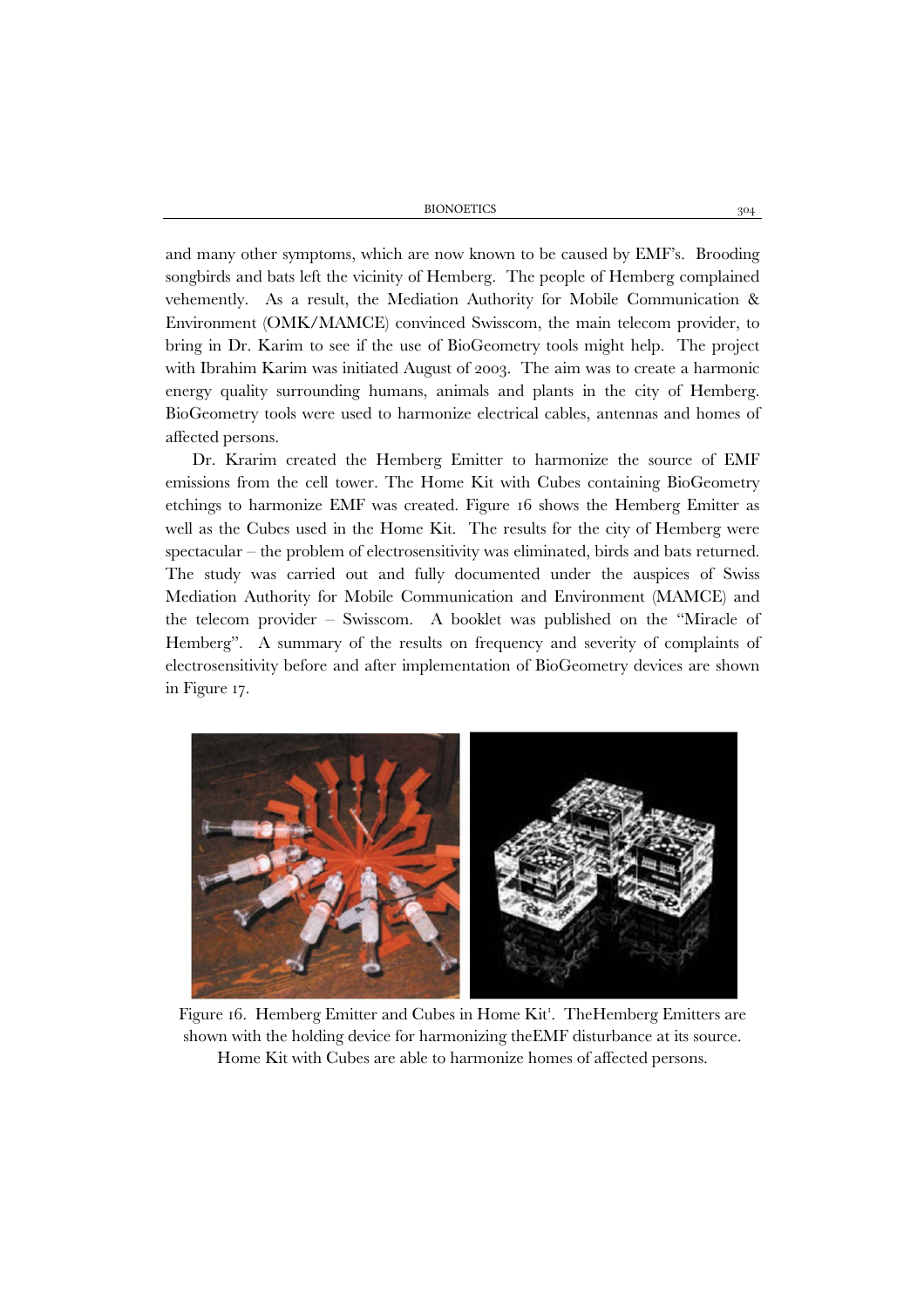and many other symptoms, which are now known to be caused by EMF's. Brooding songbirds and bats left the vicinity of Hemberg. The people of Hemberg complained vehemently. As a result, the Mediation Authority for Mobile Communication & Environment (OMK/MAMCE) convinced Swisscom, the main telecom provider, to bring in Dr. Karim to see if the use of BioGeometry tools might help. The project with Ibrahim Karim was initiated August of 2003. The aim was to create a harmonic energy quality surrounding humans, animals and plants in the city of Hemberg. BioGeometry tools were used to harmonize electrical cables, antennas and homes of affected persons.

Dr. Krarim created the Hemberg Emitter to harmonize the source of EMF emissions from the cell tower. The Home Kit with Cubes containing BioGeometry etchings to harmonize EMF was created. Figure 16 shows the Hemberg Emitter as well as the Cubes used in the Home Kit. The results for the city of Hemberg were spectacular – the problem of electrosensitivity was eliminated, birds and bats returned. The study was carried out and fully documented under the auspices of Swiss Mediation Authority for Mobile Communication and Environment (MAMCE) and the telecom provider – Swisscom. A booklet was published on the "Miracle of Hemberg". A summary of the results on frequency and severity of complaints of electrosensitivity before and after implementation of BioGeometry devices are shown in Figure 17.

Figure 16. Hemberg Emitter and Cubes in Home Kit[1]. TheHemberg Emitters are shown with the holding device for harmonizing theEMF disturbance at its source. Home Kit with Cubes are able to harmonize homes of affected persons.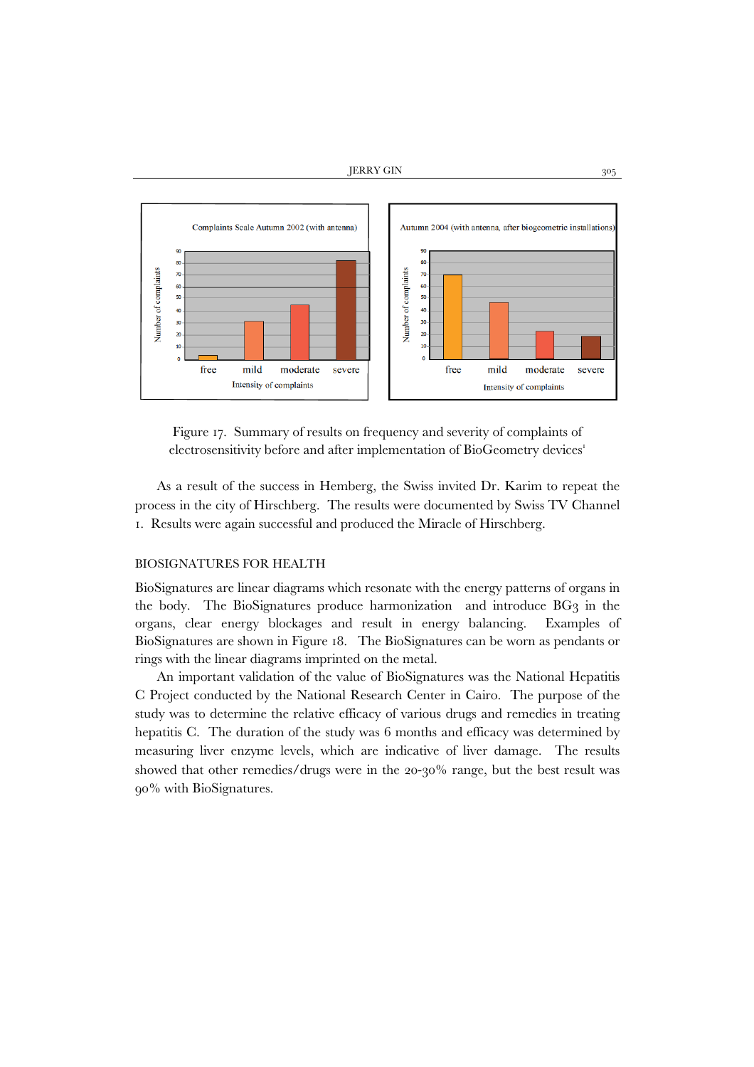Figure 17. Summary of results on frequency and severity of complaints of electrosensitivity before and after implementation of BioGeometry devices[1]

As a result of the success in Hemberg, the Swiss invited Dr. Karim to repeat the process in the city of Hirschberg. The results were documented by Swiss TV Channel 1. Results were again successful and produced the Miracle of Hirschberg.

## BIOSIGNATURES FOR HEALTH

BioSignatures are linear diagrams which resonate with the energy patterns of organs in the body. The BioSignatures produce harmonization and introduce BG3 in the organs, clear energy blockages and result in energy balancing. Examples of BioSignatures are shown in Figure 18. The BioSignatures can be worn as pendants or rings with the linear diagrams imprinted on the metal.

An important validation of the value of BioSignatures was the National Hepatitis C Project conducted by the National Research Center in Cairo. The purpose of the study was to determine the relative efficacy of various drugs and remedies in treating hepatitis C. The duration of the study was 6 months and efficacy was determined by measuring liver enzyme levels, which are indicative of liver damage. The results showed that other remedies/drugs were in the 20-30% range, but the best result was 90% with BioSignatures.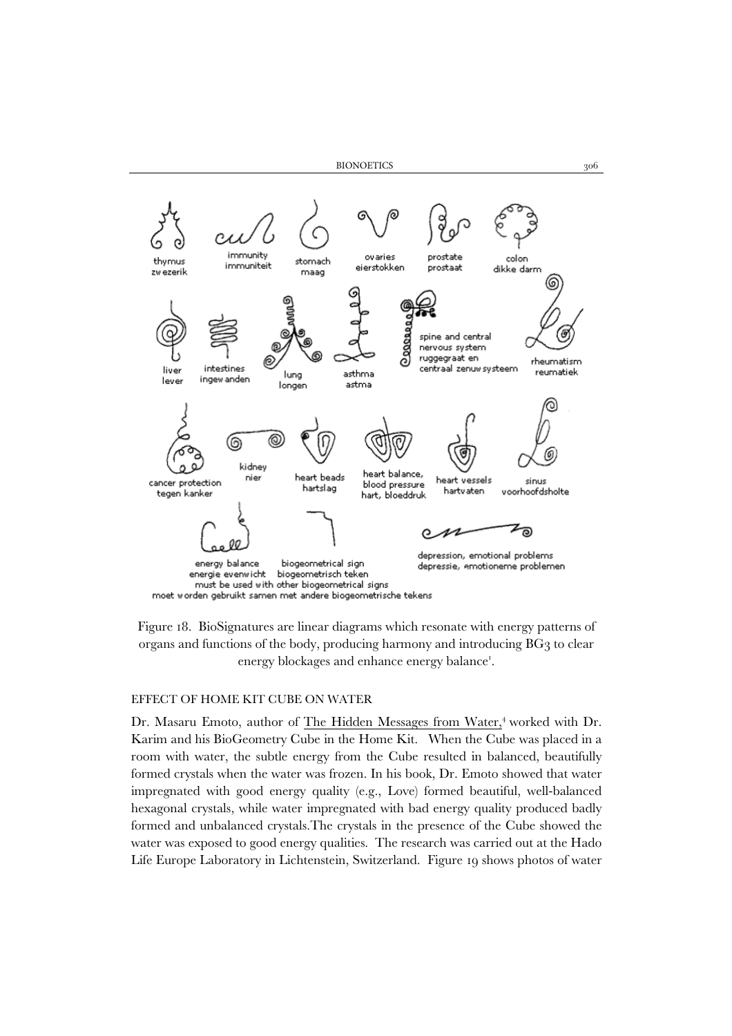thymus
zwezerik

immunity
immuniteit

stomach
maag

ovaries
eierstokken

prostate
prostaat

colon
dikke darm

liver
lever

intestines
ingewanden

lung
longen

asthma
astma

spine and central nervous system
ruggegraat en centraal zenuwsysteem

rheumatism
reumatiek

cancer protection
tegen kanker

kidney
nier

heart beads
hartslag

heart balance, blood pressure
hart, bloeddruk

heart vessels
hartvaten

sinus
voorhoofdsholte

energy balance
energie evenwicht

biogeometrical sign
biogeometrisch teken
must be used with other biogeometrical signs
moet worden gebruikt samen met andere biogeometrische tekens

depression, emotional problems
depressie, emotioneme problemen

Figure 18. BioSignatures are linear diagrams which resonate with energy patterns of organs and functions of the body, producing harmony and introducing BG3 to clear energy blockages and enhance energy balance[1].

EFFECT OF HOME KIT CUBE ON WATER

Dr. Masaru Emoto, author of The Hidden Messages from Water,[4] worked with Dr. Karim and his BioGeometry Cube in the Home Kit. When the Cube was placed in a room with water, the subtle energy from the Cube resulted in balanced, beautifully formed crystals when the water was frozen. In his book, Dr. Emoto showed that water impregnated with good energy quality (e.g., Love) formed beautiful, well-balanced hexagonal crystals, while water impregnated with bad energy quality produced badly formed and unbalanced crystals.The crystals in the presence of the Cube showed the water was exposed to good energy qualities. The research was carried out at the Hado Life Europe Laboratory in Lichtenstein, Switzerland. Figure 19 shows photos of water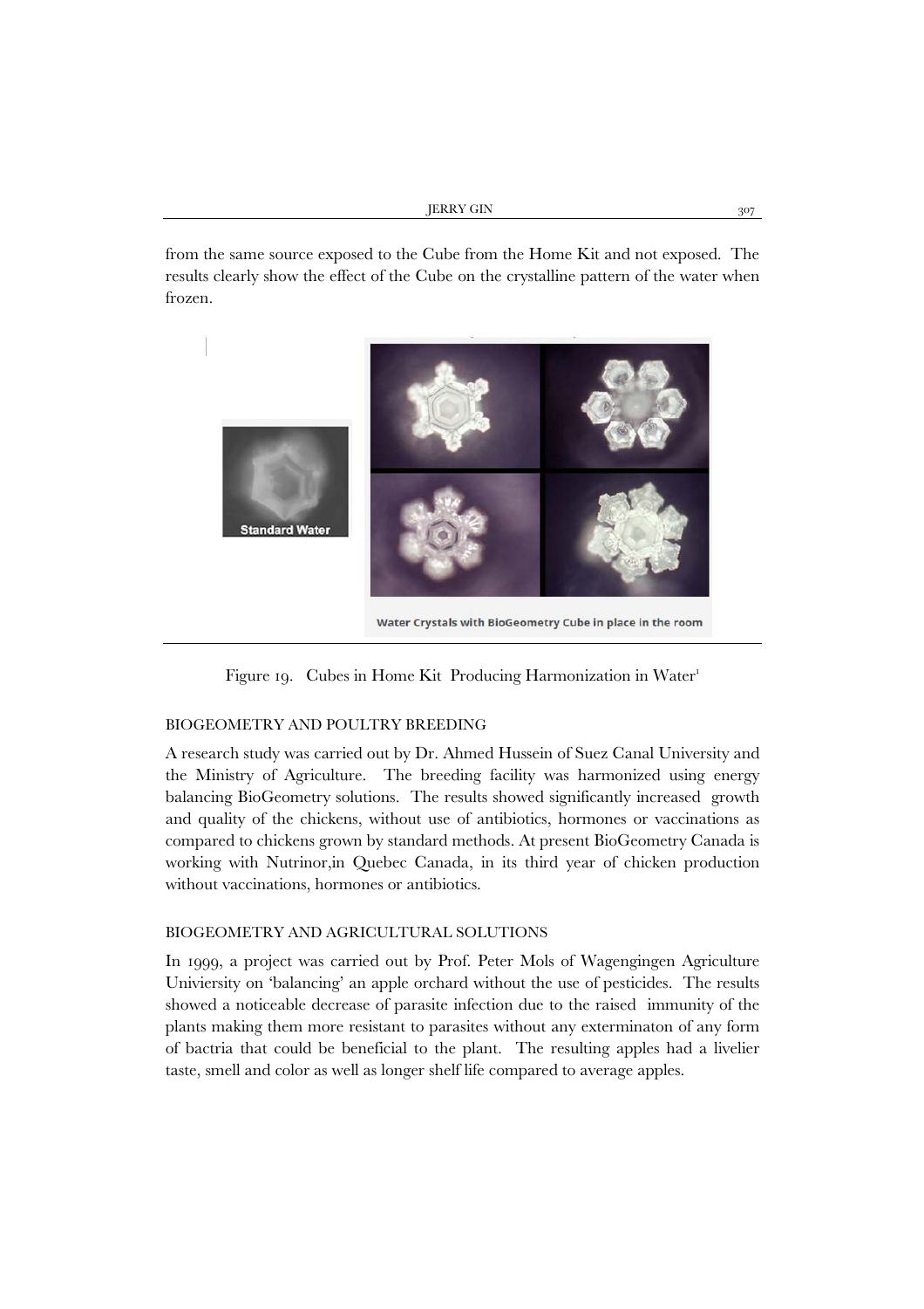from the same source exposed to the Cube from the Home Kit and not exposed. The results clearly show the effect of the Cube on the crystalline pattern of the water when frozen.

Standard Water

Water Crystals with BioGeometry Cube in place in the room

Figure 19. Cubes in Home Kit Producing Harmonization in Water[1]

## BIOGEOMETRY AND POULTRY BREEDING

A research study was carried out by Dr. Ahmed Hussein of Suez Canal University and the Ministry of Agriculture. The breeding facility was harmonized using energy balancing BioGeometry solutions. The results showed significantly increased growth and quality of the chickens, without use of antibiotics, hormones or vaccinations as compared to chickens grown by standard methods. At present BioGeometry Canada is working with Nutrinor,in Quebec Canada, in its third year of chicken production without vaccinations, hormones or antibiotics.

## BIOGEOMETRY AND AGRICULTURAL SOLUTIONS

In 1999, a project was carried out by Prof. Peter Mols of Wagengingen Agriculture Univiersity on 'balancing' an apple orchard without the use of pesticides. The results showed a noticeable decrease of parasite infection due to the raised immunity of the plants making them more resistant to parasites without any exterminaton of any form of bactria that could be beneficial to the plant. The resulting apples had a livelier taste, smell and color as well as longer shelf life compared to average apples.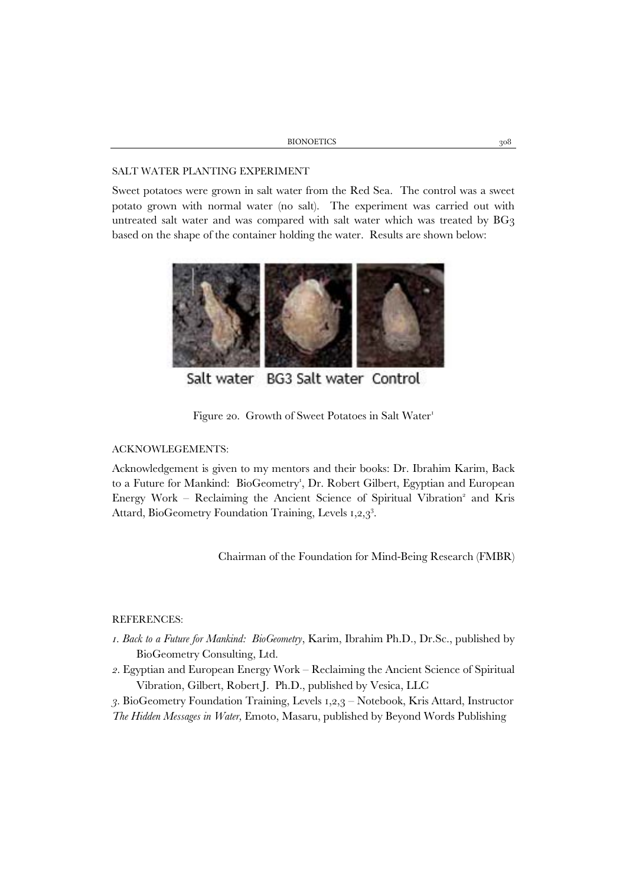SALT WATER PLANTING EXPERIMENT

Sweet potatoes were grown in salt water from the Red Sea. The control was a sweet potato grown with normal water (no salt). The experiment was carried out with untreated salt water and was compared with salt water which was treated by BG3 based on the shape of the container holding the water. Results are shown below:

Salt water BG3 Salt water Control

Figure 20. Growth of Sweet Potatoes in Salt Water[1]

ACKNOWLEGEMENTS:

Acknowledgement is given to my mentors and their books: Dr. Ibrahim Karim, Back to a Future for Mankind: BioGeometry[1], Dr. Robert Gilbert, Egyptian and European Energy Work – Reclaiming the Ancient Science of Spiritual Vibration[2] and Kris Attard, BioGeometry Foundation Training, Levels 1,2,3[3].

Chairman of the Foundation for Mind-Being Research (FMBR)

REFERENCES:

*1. Back to a Future for Mankind: BioGeometry*, Karim, Ibrahim Ph.D., Dr.Sc., published by BioGeometry Consulting, Ltd.

*2*. Egyptian and European Energy Work – Reclaiming the Ancient Science of Spiritual Vibration, Gilbert, Robert J. Ph.D., published by Vesica, LLC

*3*. BioGeometry Foundation Training, Levels 1,2,3 – Notebook, Kris Attard, Instructor

*The Hidden Messages in Water*, Emoto, Masaru, published by Beyond Words Publishing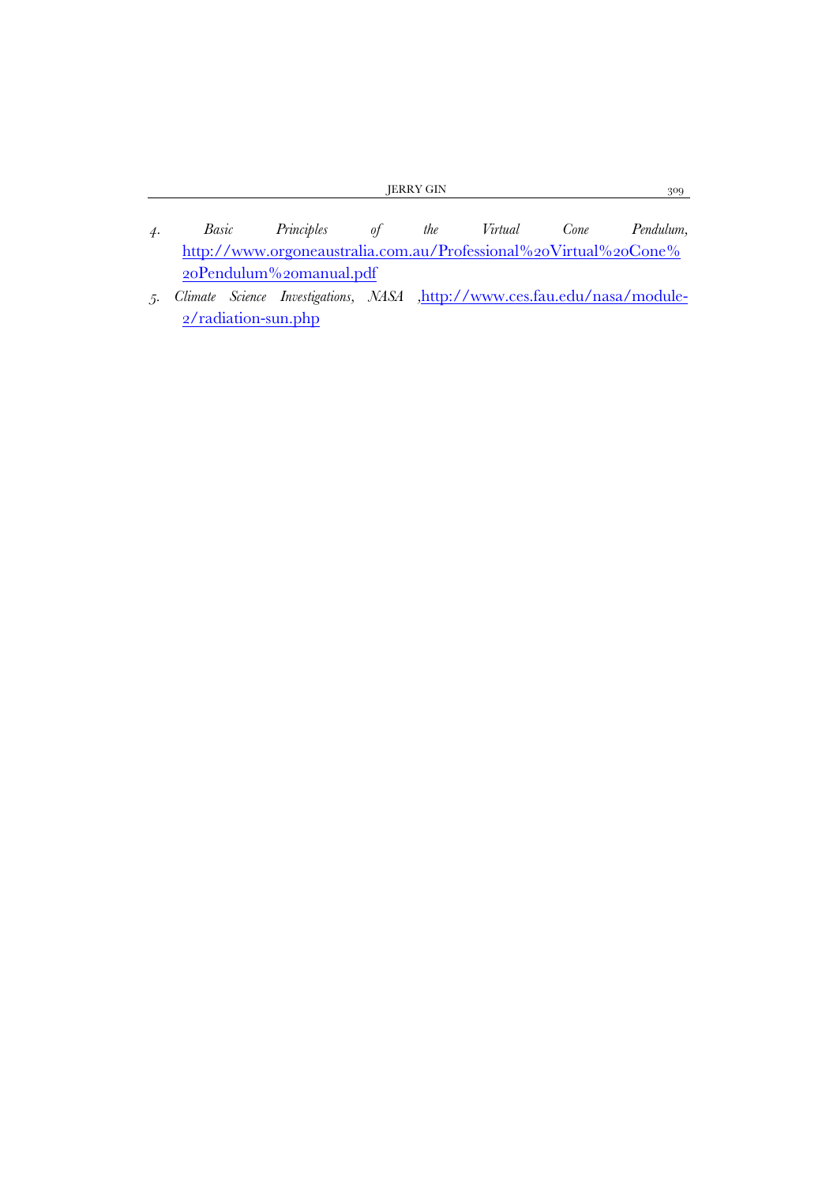4. *Basic Principles of the Virtual Cone Pendulum*, http://www.orgoneaustralia.com.au/Professional%20Virtual%20Cone%20Pendulum%20manual.pdf
5. *Climate Science Investigations, NASA* ,http://www.ces.fau.edu/nasa/module-2/radiation-sun.php